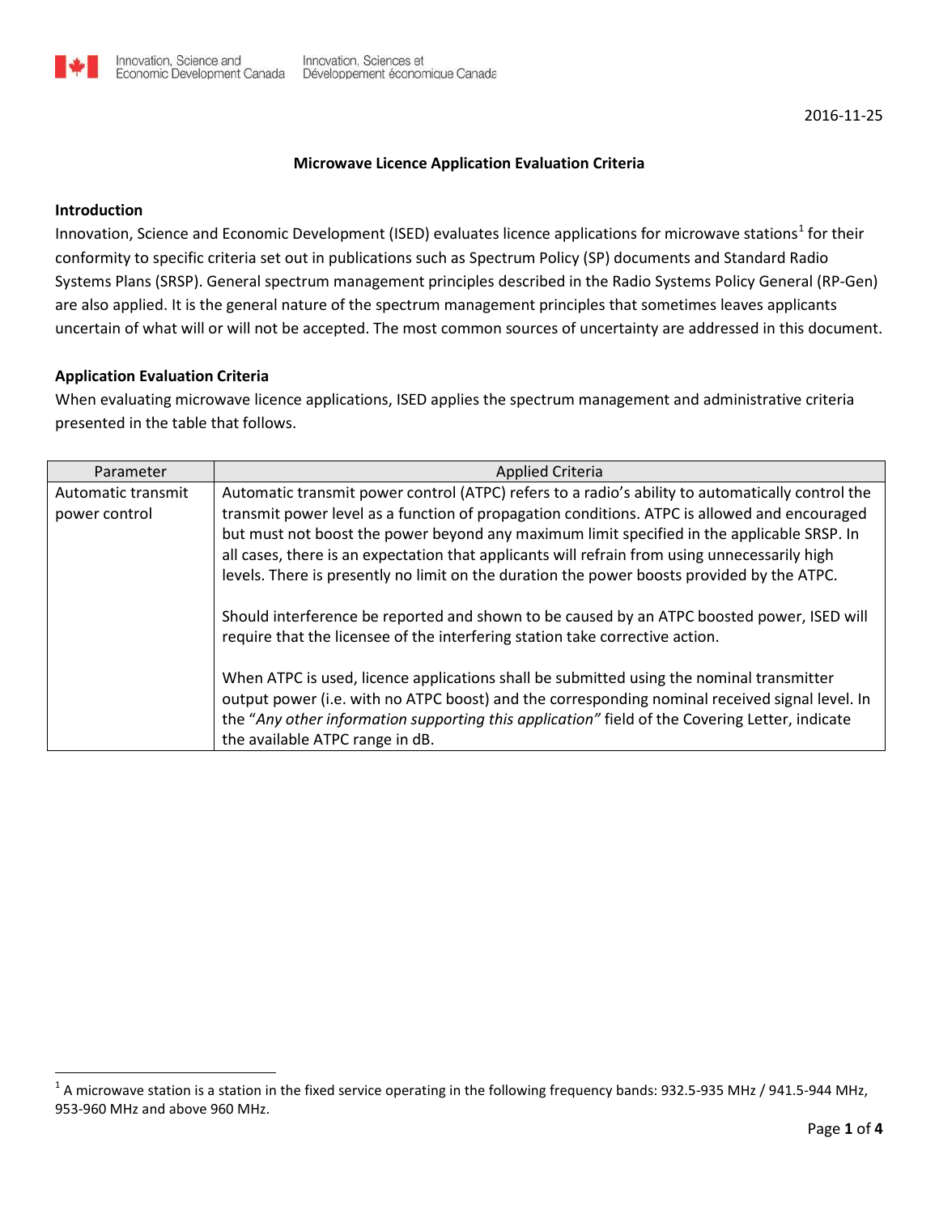Innovation, Science and Economic Development Canada | Innovation, Sciences et Développement économique Canada

2016-11-25

# Microwave Licence Application Evaluation Criteria

## Introduction

Innovation, Science and Economic Development (ISED) evaluates licence applications for microwave stations[1] for their conformity to specific criteria set out in publications such as Spectrum Policy (SP) documents and Standard Radio Systems Plans (SRSP). General spectrum management principles described in the Radio Systems Policy General (RP-Gen) are also applied. It is the general nature of the spectrum management principles that sometimes leaves applicants uncertain of what will or will not be accepted. The most common sources of uncertainty are addressed in this document.

## Application Evaluation Criteria

When evaluating microwave licence applications, ISED applies the spectrum management and administrative criteria presented in the table that follows.

| Parameter | Applied Criteria |
| --- | --- |
| Automatic transmit power control | Automatic transmit power control (ATPC) refers to a radio's ability to automatically control the transmit power level as a function of propagation conditions. ATPC is allowed and encouraged but must not boost the power beyond any maximum limit specified in the applicable SRSP. In all cases, there is an expectation that applicants will refrain from using unnecessarily high levels. There is presently no limit on the duration the power boosts provided by the ATPC.<br><br>Should interference be reported and shown to be caused by an ATPC boosted power, ISED will require that the licensee of the interfering station take corrective action.<br><br>When ATPC is used, licence applications shall be submitted using the nominal transmitter output power (i.e. with no ATPC boost) and the corresponding nominal received signal level. In the "*Any other information supporting this application*" field of the Covering Letter, indicate the available ATPC range in dB. |

[1] A microwave station is a station in the fixed service operating in the following frequency bands: 932.5-935 MHz / 941.5-944 MHz, 953-960 MHz and above 960 MHz.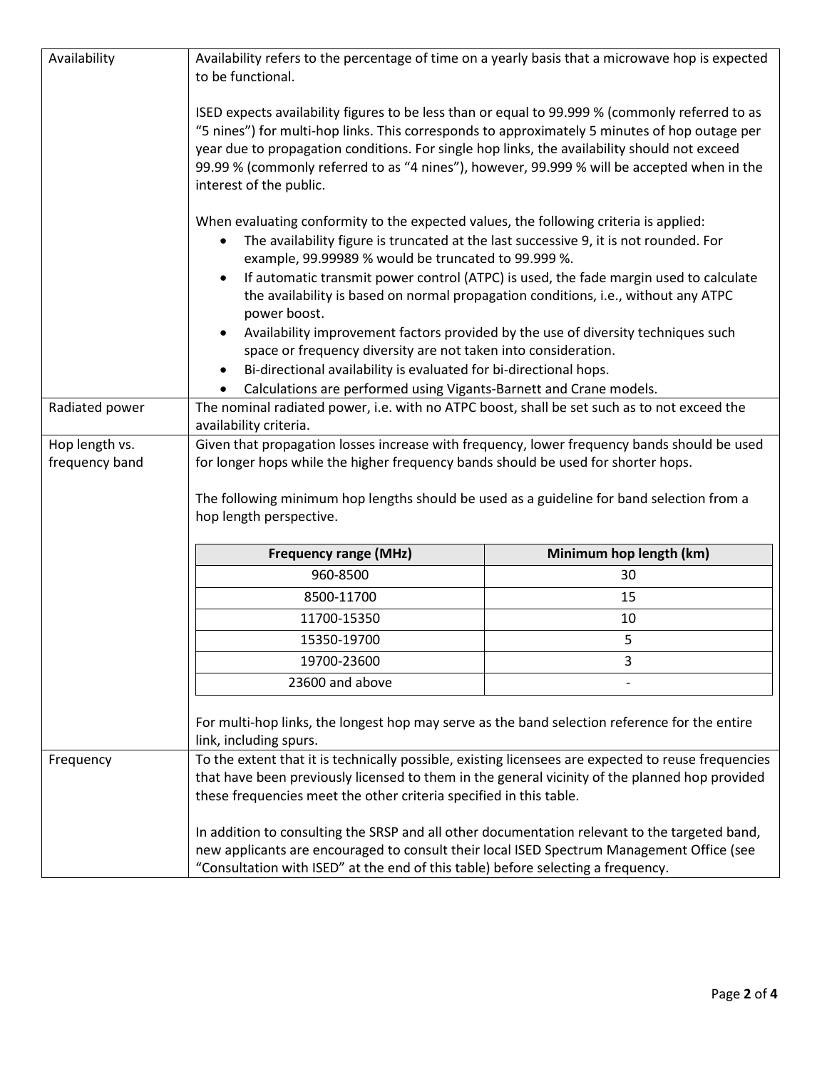| | |
|---|---|
| Availability | Availability refers to the percentage of time on a yearly basis that a microwave hop is expected to be functional.<br><br>ISED expects availability figures to be less than or equal to 99.999 % (commonly referred to as "5 nines") for multi-hop links. This corresponds to approximately 5 minutes of hop outage per year due to propagation conditions. For single hop links, the availability should not exceed 99.99 % (commonly referred to as "4 nines"), however, 99.999 % will be accepted when in the interest of the public.<br><br>When evaluating conformity to the expected values, the following criteria is applied:<br>• The availability figure is truncated at the last successive 9, it is not rounded. For example, 99.99989 % would be truncated to 99.999 %.<br>• If automatic transmit power control (ATPC) is used, the fade margin used to calculate the availability is based on normal propagation conditions, i.e., without any ATPC power boost.<br>• Availability improvement factors provided by the use of diversity techniques such space or frequency diversity are not taken into consideration.<br>• Bi-directional availability is evaluated for bi-directional hops.<br>• Calculations are performed using Vigants-Barnett and Crane models. |
| Radiated power | The nominal radiated power, i.e. with no ATPC boost, shall be set such as to not exceed the availability criteria. |
| Hop length vs. frequency band | Given that propagation losses increase with frequency, lower frequency bands should be used for longer hops while the higher frequency bands should be used for shorter hops.<br><br>The following minimum hop lengths should be used as a guideline for band selection from a hop length perspective.<br><br>**Frequency range (MHz)** — **Minimum hop length (km)**<br>960-8500 — 30<br>8500-11700 — 15<br>11700-15350 — 10<br>15350-19700 — 5<br>19700-23600 — 3<br>23600 and above — -<br><br>For multi-hop links, the longest hop may serve as the band selection reference for the entire link, including spurs. |
| Frequency | To the extent that it is technically possible, existing licensees are expected to reuse frequencies that have been previously licensed to them in the general vicinity of the planned hop provided these frequencies meet the other criteria specified in this table.<br><br>In addition to consulting the SRSP and all other documentation relevant to the targeted band, new applicants are encouraged to consult their local ISED Spectrum Management Office (see "Consultation with ISED" at the end of this table) before selecting a frequency. |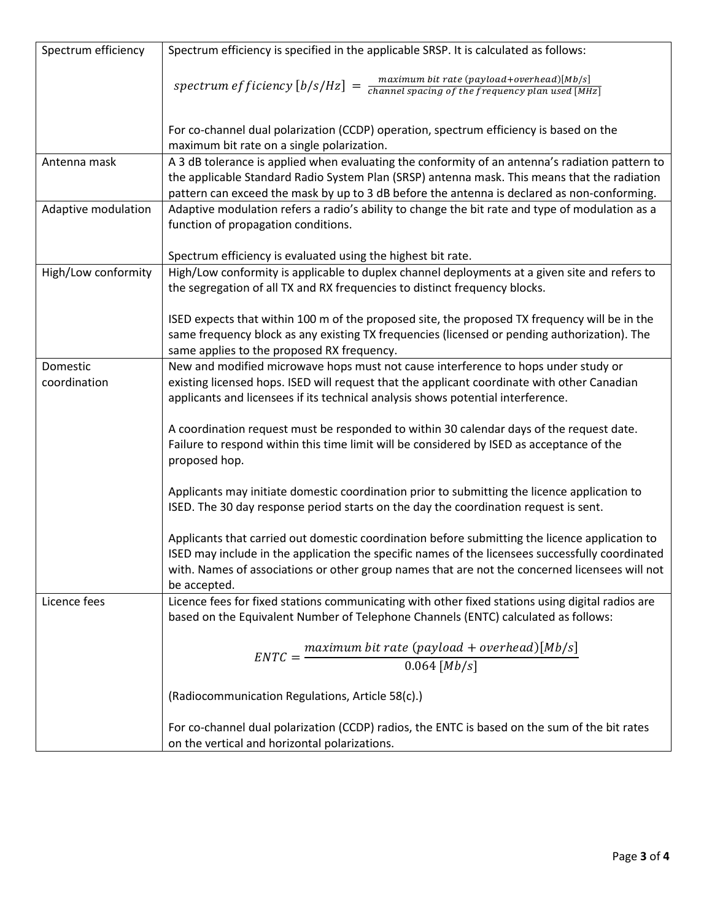| | |
|---|---|
| Spectrum efficiency | Spectrum efficiency is specified in the applicable SRSP. It is calculated as follows: $$spectrum\ efficiency\ [b/s/Hz] = \frac{maximum\ bit\ rate\ (payload+overhead)[Mb/s]}{channel\ spacing\ of\ the\ frequency\ plan\ used\ [MHz]}$$ For co-channel dual polarization (CCDP) operation, spectrum efficiency is based on the maximum bit rate on a single polarization. |
| Antenna mask | A 3 dB tolerance is applied when evaluating the conformity of an antenna's radiation pattern to the applicable Standard Radio System Plan (SRSP) antenna mask. This means that the radiation pattern can exceed the mask by up to 3 dB before the antenna is declared as non-conforming. |
| Adaptive modulation | Adaptive modulation refers a radio's ability to change the bit rate and type of modulation as a function of propagation conditions. <br><br> Spectrum efficiency is evaluated using the highest bit rate. |
| High/Low conformity | High/Low conformity is applicable to duplex channel deployments at a given site and refers to the segregation of all TX and RX frequencies to distinct frequency blocks. <br><br> ISED expects that within 100 m of the proposed site, the proposed TX frequency will be in the same frequency block as any existing TX frequencies (licensed or pending authorization). The same applies to the proposed RX frequency. |
| Domestic coordination | New and modified microwave hops must not cause interference to hops under study or existing licensed hops. ISED will request that the applicant coordinate with other Canadian applicants and licensees if its technical analysis shows potential interference. <br><br> A coordination request must be responded to within 30 calendar days of the request date. Failure to respond within this time limit will be considered by ISED as acceptance of the proposed hop. <br><br> Applicants may initiate domestic coordination prior to submitting the licence application to ISED. The 30 day response period starts on the day the coordination request is sent. <br><br> Applicants that carried out domestic coordination before submitting the licence application to ISED may include in the application the specific names of the licensees successfully coordinated with. Names of associations or other group names that are not the concerned licensees will not be accepted. |
| Licence fees | Licence fees for fixed stations communicating with other fixed stations using digital radios are based on the Equivalent Number of Telephone Channels (ENTC) calculated as follows: $$ENTC = \frac{maximum\ bit\ rate\ (payload + overhead)[Mb/s]}{0.064\ [Mb/s]}$$ (Radiocommunication Regulations, Article 58(c).) <br><br> For co-channel dual polarization (CCDP) radios, the ENTC is based on the sum of the bit rates on the vertical and horizontal polarizations. |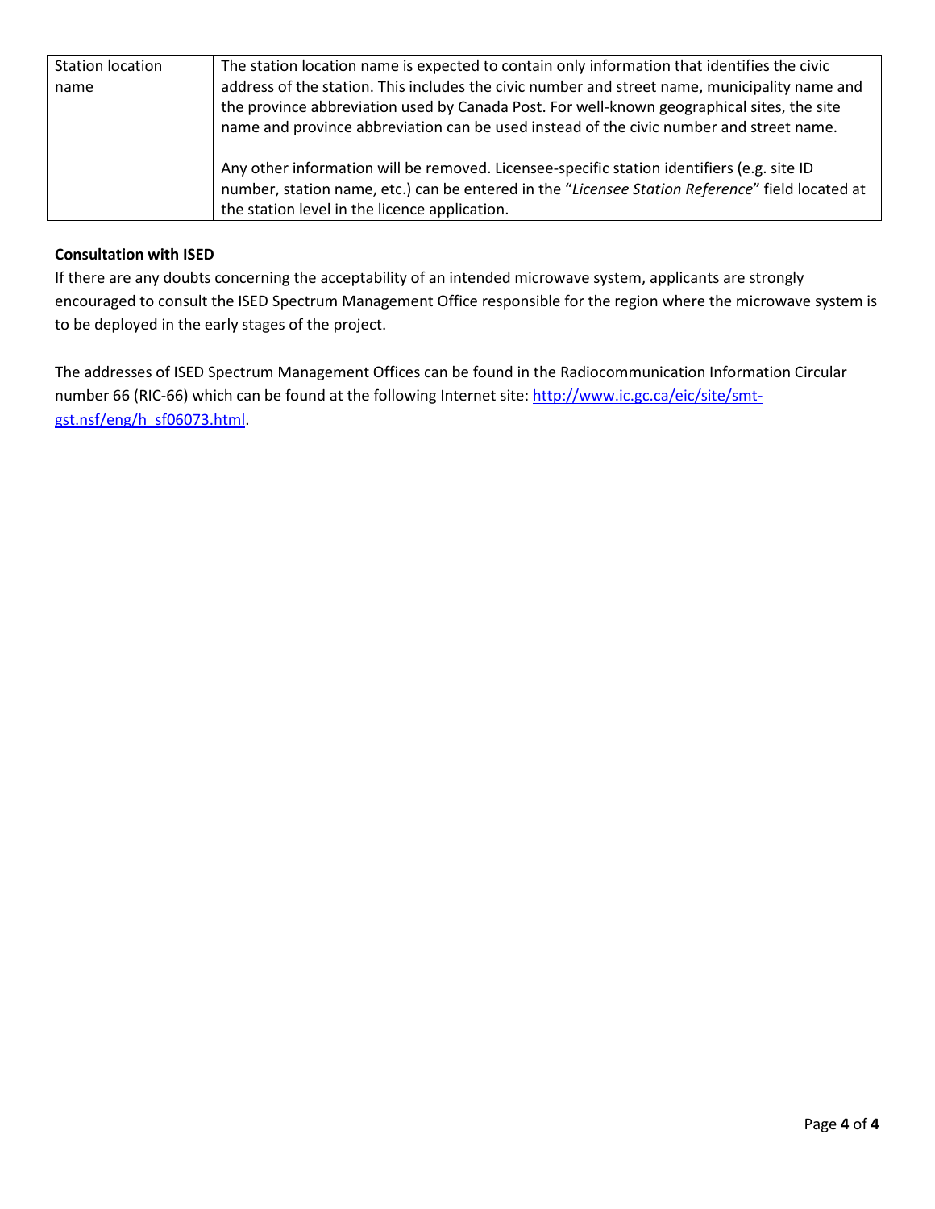| | |
|---|---|
| Station location name | The station location name is expected to contain only information that identifies the civic address of the station. This includes the civic number and street name, municipality name and the province abbreviation used by Canada Post. For well-known geographical sites, the site name and province abbreviation can be used instead of the civic number and street name.<br><br>Any other information will be removed. Licensee-specific station identifiers (e.g. site ID number, station name, etc.) can be entered in the "*Licensee Station Reference*" field located at the station level in the licence application. |

**Consultation with ISED**

If there are any doubts concerning the acceptability of an intended microwave system, applicants are strongly encouraged to consult the ISED Spectrum Management Office responsible for the region where the microwave system is to be deployed in the early stages of the project.

The addresses of ISED Spectrum Management Offices can be found in the Radiocommunication Information Circular number 66 (RIC-66) which can be found at the following Internet site: [http://www.ic.gc.ca/eic/site/smt-gst.nsf/eng/h_sf06073.html](http://www.ic.gc.ca/eic/site/smt-gst.nsf/eng/h_sf06073.html).